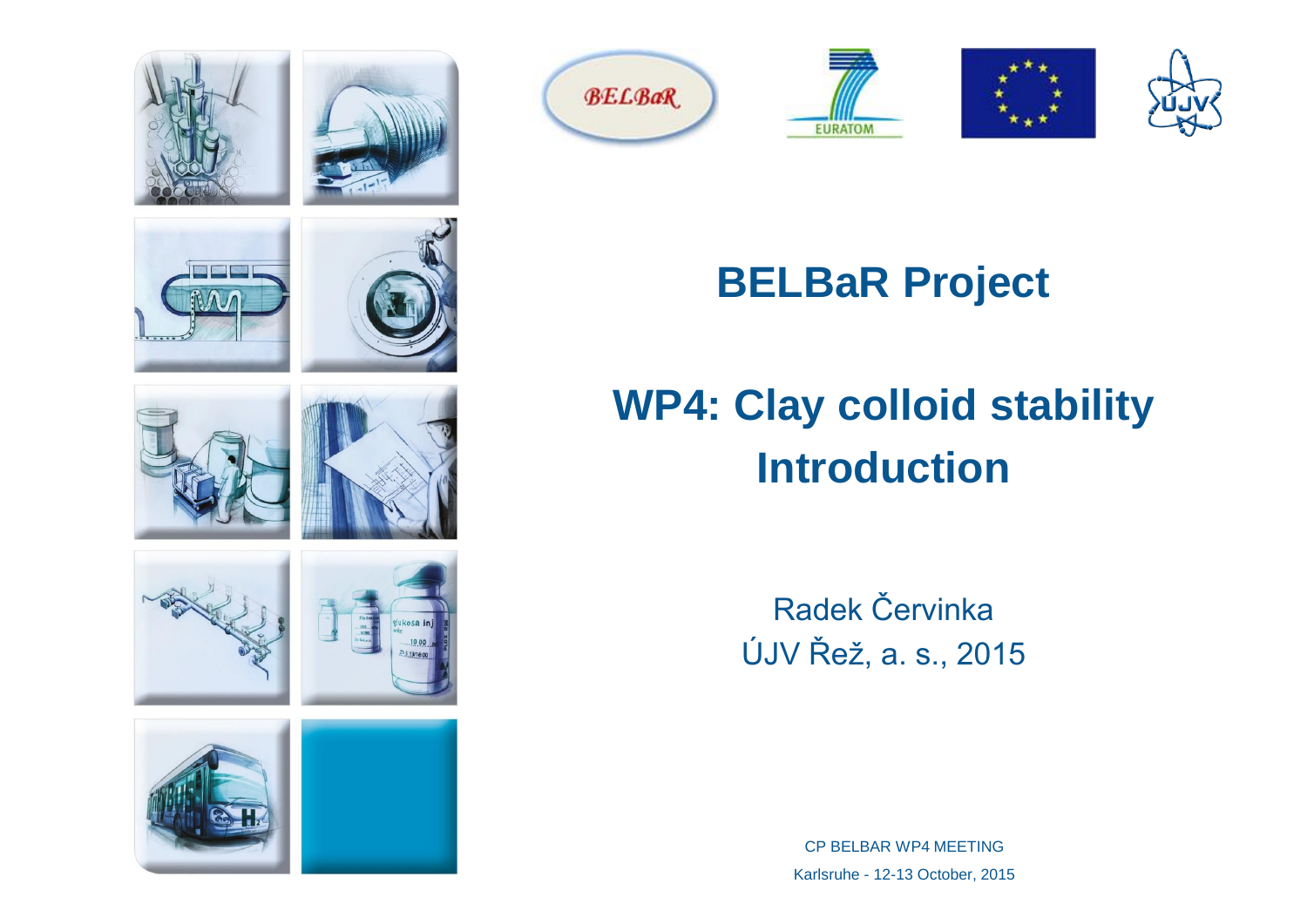# BELBaR Project

## WP4: Clay colloid stability Introduction

Radek Červinka
ÚJV Řež, a. s., 2015

CP BELBAR WP4 MEETING
Karlsruhe - 12-13 October, 2015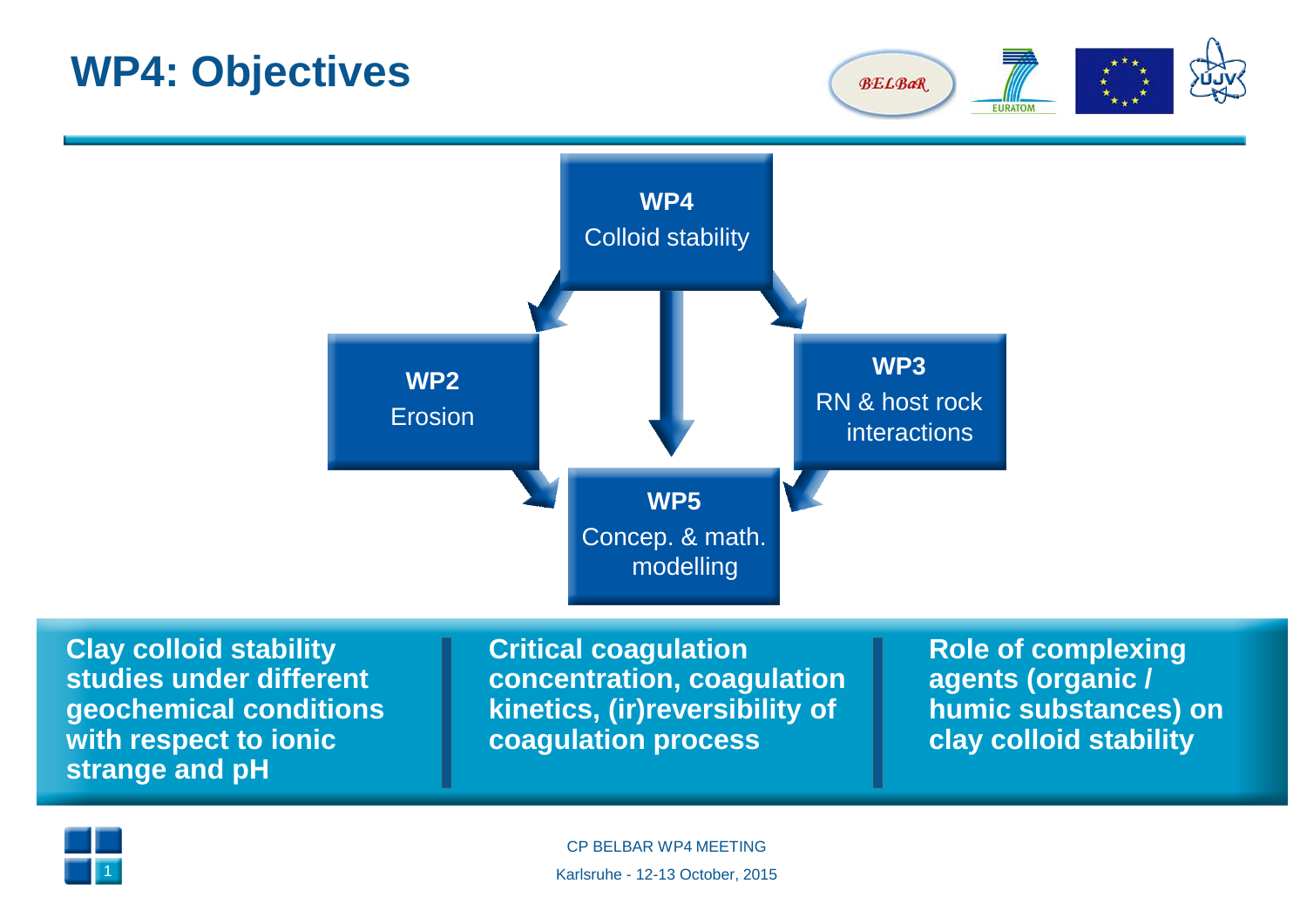# WP4: Objectives

**WP4**
Colloid stability

**WP2**
Erosion

**WP3**
RN & host rock interactions

**WP5**
Concep. & math. modelling

**Clay colloid stability studies under different geochemical conditions with respect to ionic strange and pH**

**Critical coagulation concentration, coagulation kinetics, (ir)reversibility of coagulation process**

**Role of complexing agents (organic / humic substances) on clay colloid stability**

CP BELBAR WP4 MEETING

Karlsruhe - 12-13 October, 2015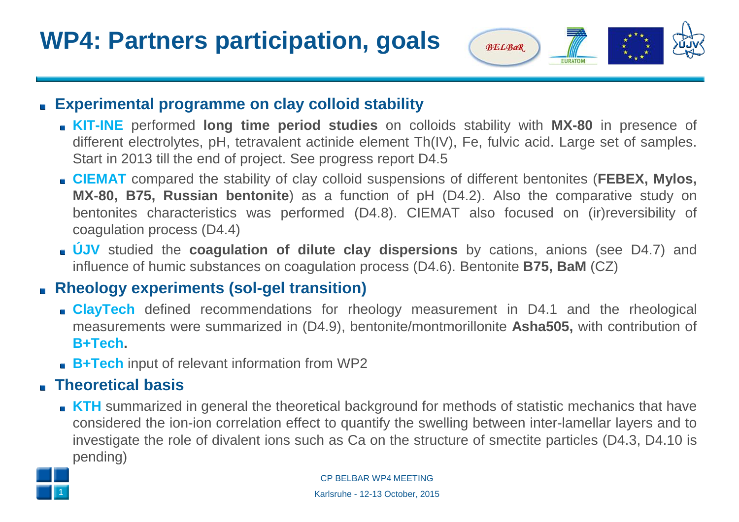# WP4: Partners participation, goals

- **Experimental programme on clay colloid stability**
  - **KIT-INE** performed **long time period studies** on colloids stability with **MX-80** in presence of different electrolytes, pH, tetravalent actinide element Th(IV), Fe, fulvic acid. Large set of samples. Start in 2013 till the end of project. See progress report D4.5
  - **CIEMAT** compared the stability of clay colloid suspensions of different bentonites (**FEBEX, Mylos, MX-80, B75, Russian bentonite**) as a function of pH (D4.2). Also the comparative study on bentonites characteristics was performed (D4.8). CIEMAT also focused on (ir)reversibility of coagulation process (D4.4)
  - **ÚJV** studied the **coagulation of dilute clay dispersions** by cations, anions (see D4.7) and influence of humic substances on coagulation process (D4.6). Bentonite **B75, BaM** (CZ)
- **Rheology experiments (sol-gel transition)**
  - **ClayTech** defined recommendations for rheology measurement in D4.1 and the rheological measurements were summarized in (D4.9), bentonite/montmorillonite **Asha505,** with contribution of **B+Tech.**
  - **B+Tech** input of relevant information from WP2
- **Theoretical basis**
  - **KTH** summarized in general the theoretical background for methods of statistic mechanics that have considered the ion-ion correlation effect to quantify the swelling between inter-lamellar layers and to investigate the role of divalent ions such as Ca on the structure of smectite particles (D4.3, D4.10 is pending)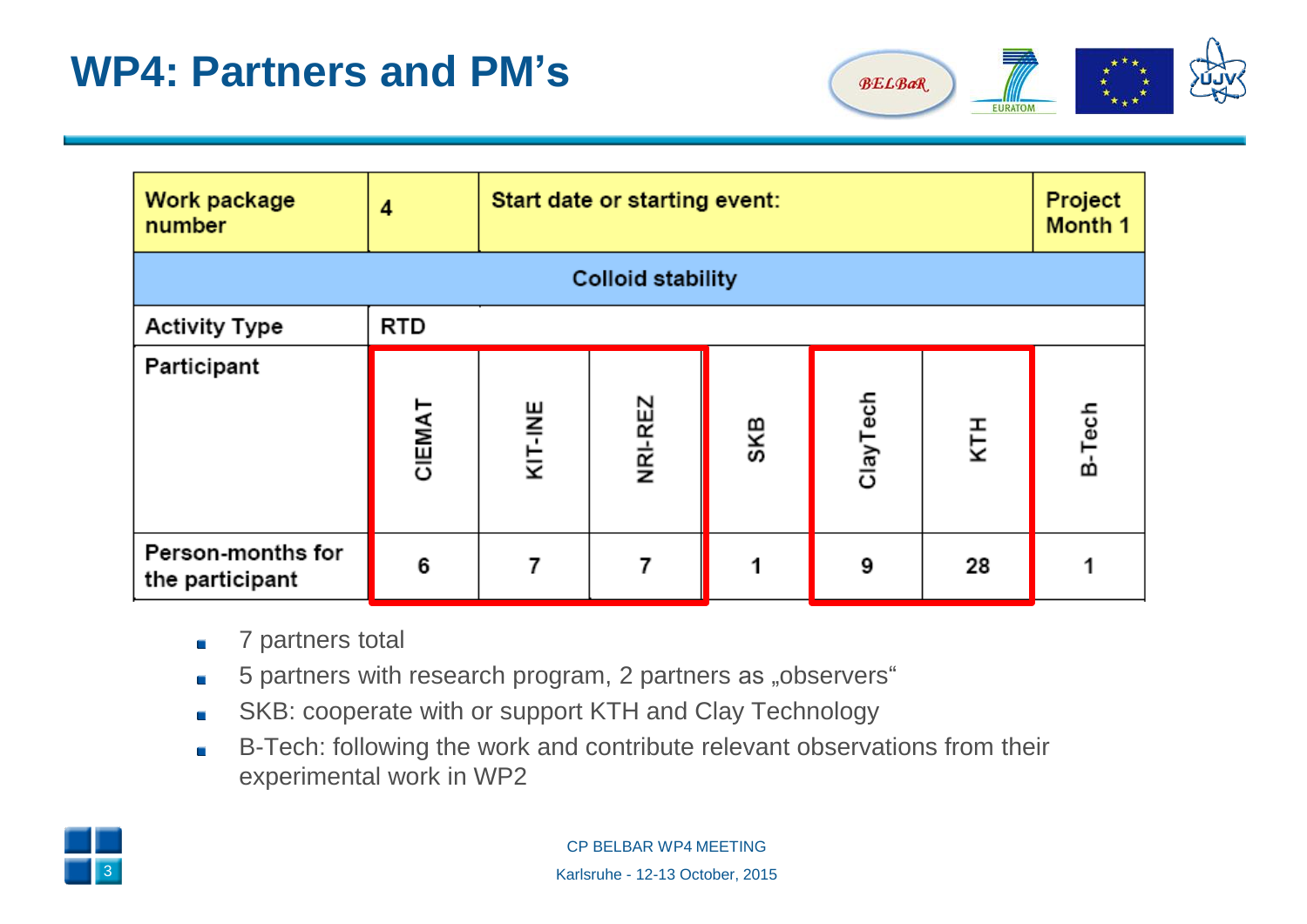# WP4: Partners and PM's

| Work package number | 4 | Start date or starting event: | | | | | Project Month 1 |
|---|---|---|---|---|---|---|---|
| **Colloid stability** | | | | | | | |
| Activity Type | RTD | | | | | | |
| Participant | CIEMAT | KIT-INE | NRI-REZ | SKB | ClayTech | KTH | B-Tech |
| Person-months for the participant | 6 | 7 | 7 | 1 | 9 | 28 | 1 |

- 7 partners total
- 5 partners with research program, 2 partners as „observers"
- SKB: cooperate with or support KTH and Clay Technology
- B-Tech: following the work and contribute relevant observations from their experimental work in WP2

CP BELBAR WP4 MEETING

Karlsruhe - 12-13 October, 2015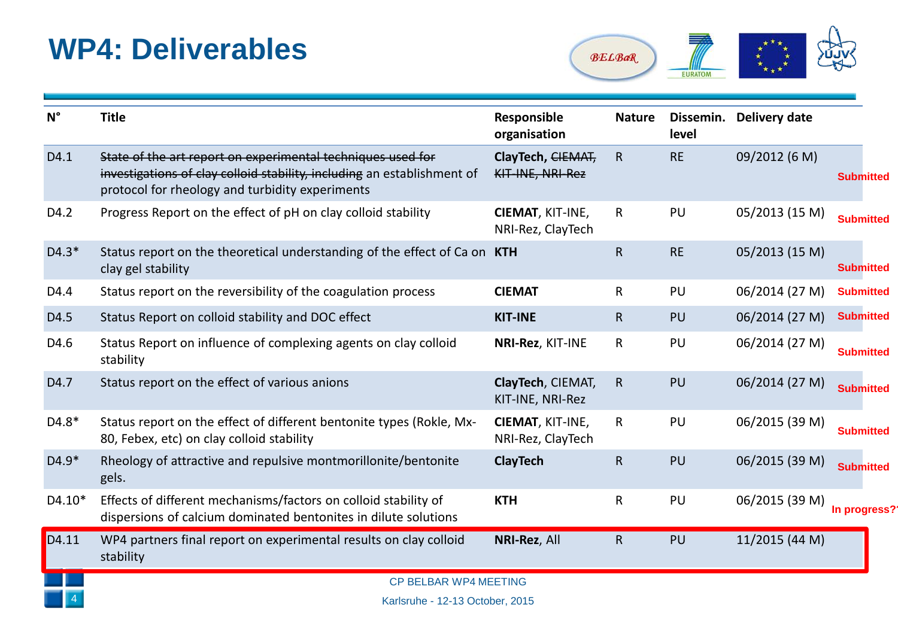# WP4: Deliverables

| N° | Title | Responsible organisation | Nature | Dissemin. level | Delivery date | |
|---|---|---|---|---|---|---|
| D4.1 | ~~State of the art report on experimental techniques used for investigations of clay colloid stability, including~~ an establishment of protocol for rheology and turbidity experiments | **ClayTech**, ~~CIEMAT, KIT-INE, NRI-Rez~~ | R | RE | 09/2012 (6 M) | **Submitted** |
| D4.2 | Progress Report on the effect of pH on clay colloid stability | **CIEMAT**, KIT-INE, NRI-Rez, ClayTech | R | PU | 05/2013 (15 M) | **Submitted** |
| D4.3* | Status report on the theoretical understanding of the effect of Ca on clay gel stability | **KTH** | R | RE | 05/2013 (15 M) | **Submitted** |
| D4.4 | Status report on the reversibility of the coagulation process | **CIEMAT** | R | PU | 06/2014 (27 M) | **Submitted** |
| D4.5 | Status Report on colloid stability and DOC effect | **KIT-INE** | R | PU | 06/2014 (27 M) | **Submitted** |
| D4.6 | Status Report on influence of complexing agents on clay colloid stability | **NRI-Rez**, KIT-INE | R | PU | 06/2014 (27 M) | **Submitted** |
| D4.7 | Status report on the effect of various anions | **ClayTech**, CIEMAT, KIT-INE, NRI-Rez | R | PU | 06/2014 (27 M) | **Submitted** |
| D4.8* | Status report on the effect of different bentonite types (Rokle, Mx-80, Febex, etc) on clay colloid stability | **CIEMAT**, KIT-INE, NRI-Rez, ClayTech | R | PU | 06/2015 (39 M) | **Submitted** |
| D4.9* | Rheology of attractive and repulsive montmorillonite/bentonite gels. | **ClayTech** | R | PU | 06/2015 (39 M) | **Submitted** |
| D4.10* | Effects of different mechanisms/factors on colloid stability of dispersions of calcium dominated bentonites in dilute solutions | **KTH** | R | PU | 06/2015 (39 M) | **In progress?** |
| D4.11 | WP4 partners final report on experimental results on clay colloid stability | **NRI-Rez**, All | R | PU | 11/2015 (44 M) | |

CP BELBAR WP4 MEETING

Karlsruhe - 12-13 October, 2015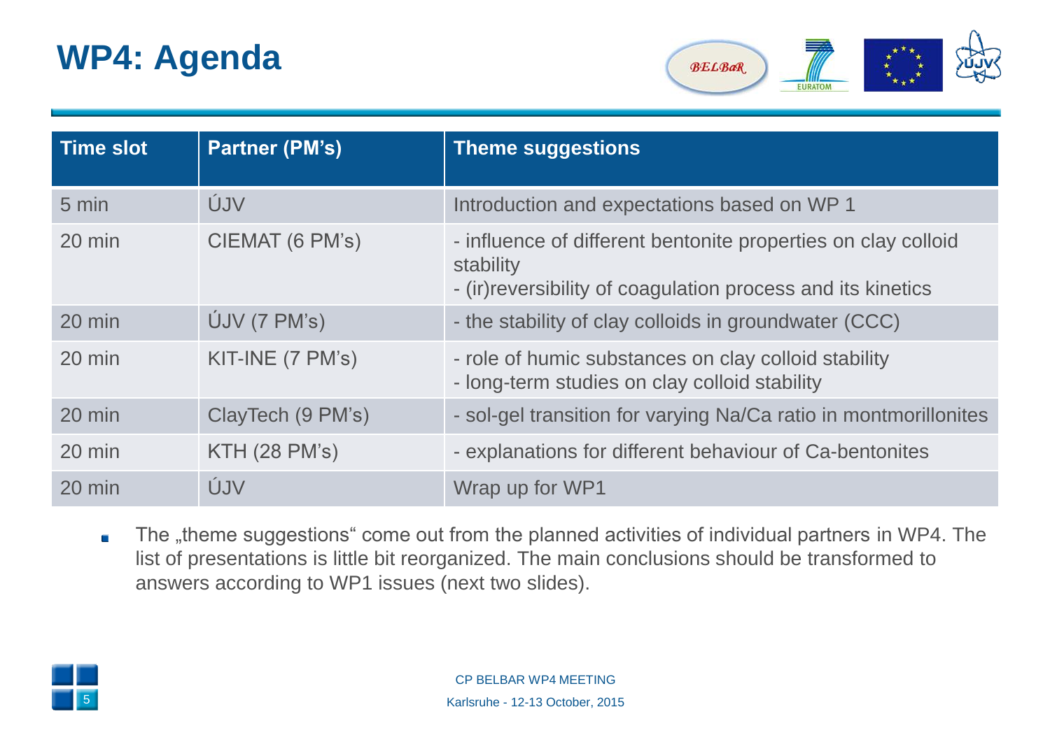# WP4: Agenda

| Time slot | Partner (PM's) | Theme suggestions |
|---|---|---|
| 5 min | ÚJV | Introduction and expectations based on WP 1 |
| 20 min | CIEMAT (6 PM's) | - influence of different bentonite properties on clay colloid stability<br>- (ir)reversibility of coagulation process and its kinetics |
| 20 min | ÚJV (7 PM's) | - the stability of clay colloids in groundwater (CCC) |
| 20 min | KIT-INE (7 PM's) | - role of humic substances on clay colloid stability<br>- long-term studies on clay colloid stability |
| 20 min | ClayTech (9 PM's) | - sol-gel transition for varying Na/Ca ratio in montmorillonites |
| 20 min | KTH (28 PM's) | - explanations for different behaviour of Ca-bentonites |
| 20 min | ÚJV | Wrap up for WP1 |

- The „theme suggestions“ come out from the planned activities of individual partners in WP4. The list of presentations is little bit reorganized. The main conclusions should be transformed to answers according to WP1 issues (next two slides).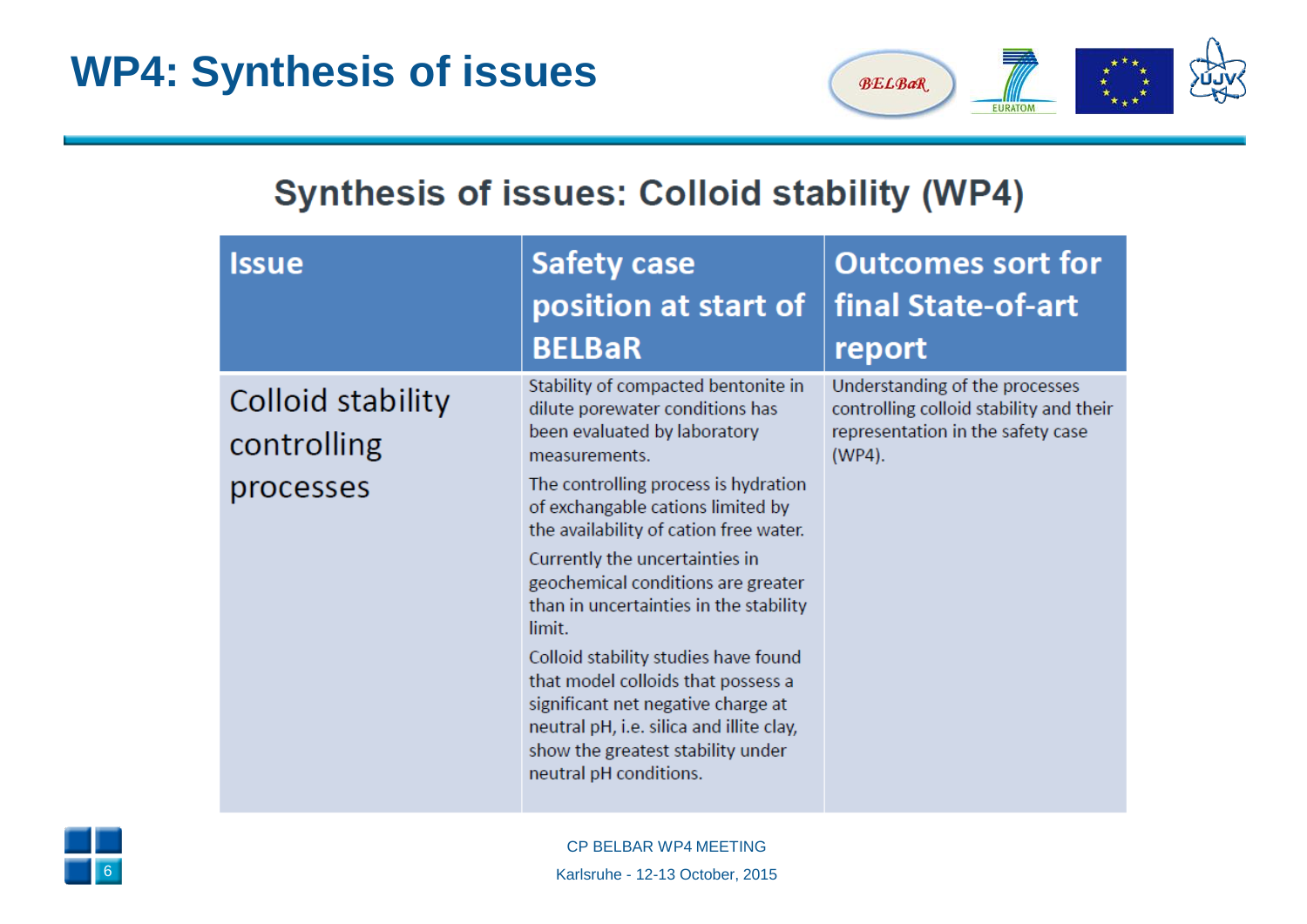# WP4: Synthesis of issues

## Synthesis of issues: Colloid stability (WP4)

| Issue | Safety case position at start of BELBaR | Outcomes sort for final State-of-art report |
|---|---|---|
| Colloid stability controlling processes | Stability of compacted bentonite in dilute porewater conditions has been evaluated by laboratory measurements.<br><br>The controlling process is hydration of exchangable cations limited by the availability of cation free water.<br><br>Currently the uncertainties in geochemical conditions are greater than in uncertainties in the stability limit.<br><br>Colloid stability studies have found that model colloids that possess a significant net negative charge at neutral pH, i.e. silica and illite clay, show the greatest stability under neutral pH conditions. | Understanding of the processes controlling colloid stability and their representation in the safety case (WP4). |

CP BELBAR WP4 MEETING

Karlsruhe - 12-13 October, 2015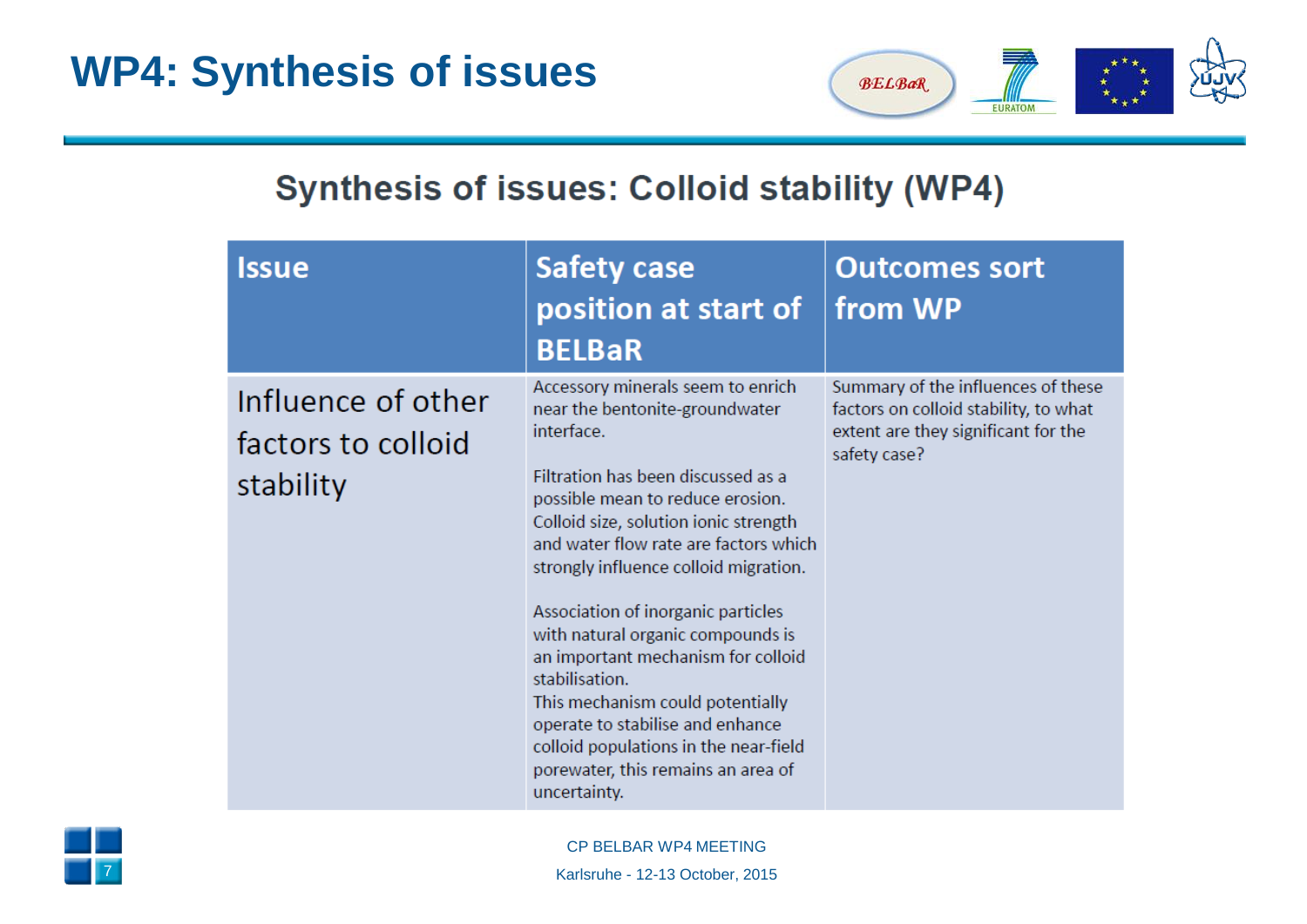# WP4: Synthesis of issues

## Synthesis of issues: Colloid stability (WP4)

| Issue | Safety case position at start of BELBaR | Outcomes sort from WP |
|---|---|---|
| Influence of other factors to colloid stability | Accessory minerals seem to enrich near the bentonite-groundwater interface.<br><br>Filtration has been discussed as a possible mean to reduce erosion. Colloid size, solution ionic strength and water flow rate are factors which strongly influence colloid migration.<br><br>Association of inorganic particles with natural organic compounds is an important mechanism for colloid stabilisation.<br>This mechanism could potentially operate to stabilise and enhance colloid populations in the near-field porewater, this remains an area of uncertainty. | Summary of the influences of these factors on colloid stability, to what extent are they significant for the safety case? |

CP BELBAR WP4 MEETING

Karlsruhe - 12-13 October, 2015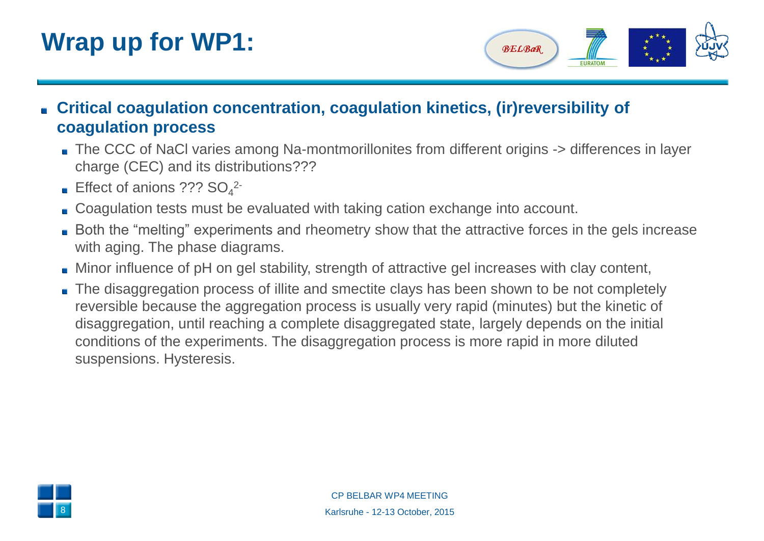# Wrap up for WP1:

- **Critical coagulation concentration, coagulation kinetics, (ir)reversibility of coagulation process**
  - The CCC of NaCl varies among Na-montmorillonites from different origins -> differences in layer charge (CEC) and its distributions???
  - Effect of anions ??? $SO_4^{2-}$
  - Coagulation tests must be evaluated with taking cation exchange into account.
  - Both the “melting” experiments and rheometry show that the attractive forces in the gels increase with aging. The phase diagrams.
  - Minor influence of pH on gel stability, strength of attractive gel increases with clay content,
  - The disaggregation process of illite and smectite clays has been shown to be not completely reversible because the aggregation process is usually very rapid (minutes) but the kinetic of disaggregation, until reaching a complete disaggregated state, largely depends on the initial conditions of the experiments. The disaggregation process is more rapid in more diluted suspensions. Hysteresis.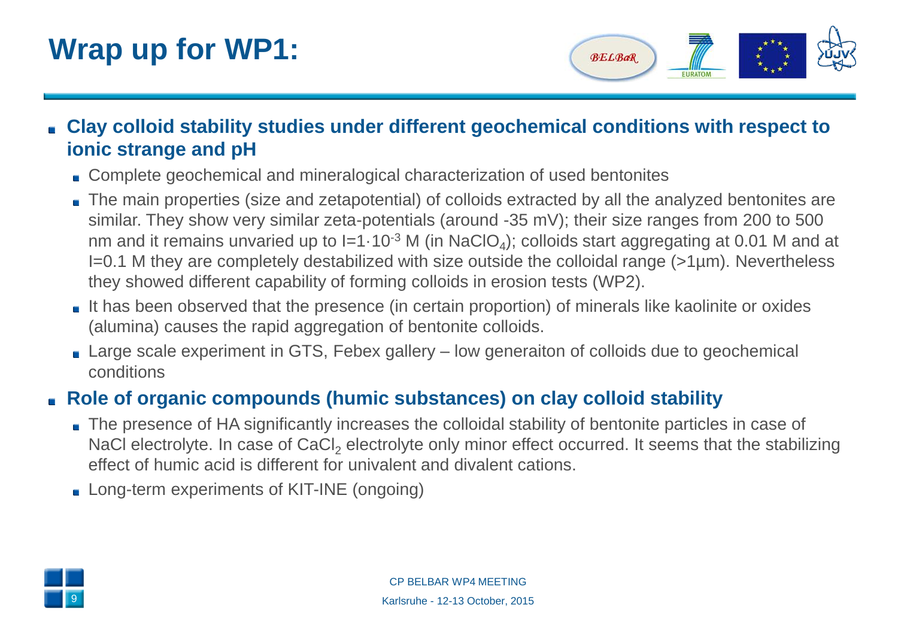# Wrap up for WP1:

- **Clay colloid stability studies under different geochemical conditions with respect to ionic strange and pH**
  - Complete geochemical and mineralogical characterization of used bentonites
  - The main properties (size and zetapotential) of colloids extracted by all the analyzed bentonites are similar. They show very similar zeta-potentials (around -35 mV); their size ranges from 200 to 500 nm and it remains unvaried up to $I=1\cdot10^{-3}$ M (in $NaClO_4$); colloids start aggregating at 0.01 M and at I=0.1 M they are completely destabilized with size outside the colloidal range (>1µm). Nevertheless they showed different capability of forming colloids in erosion tests (WP2).
  - It has been observed that the presence (in certain proportion) of minerals like kaolinite or oxides (alumina) causes the rapid aggregation of bentonite colloids.
  - Large scale experiment in GTS, Febex gallery – low generaiton of colloids due to geochemical conditions
- **Role of organic compounds (humic substances) on clay colloid stability**
  - The presence of HA significantly increases the colloidal stability of bentonite particles in case of NaCl electrolyte. In case of $CaCl_2$ electrolyte only minor effect occurred. It seems that the stabilizing effect of humic acid is different for univalent and divalent cations.
  - Long-term experiments of KIT-INE (ongoing)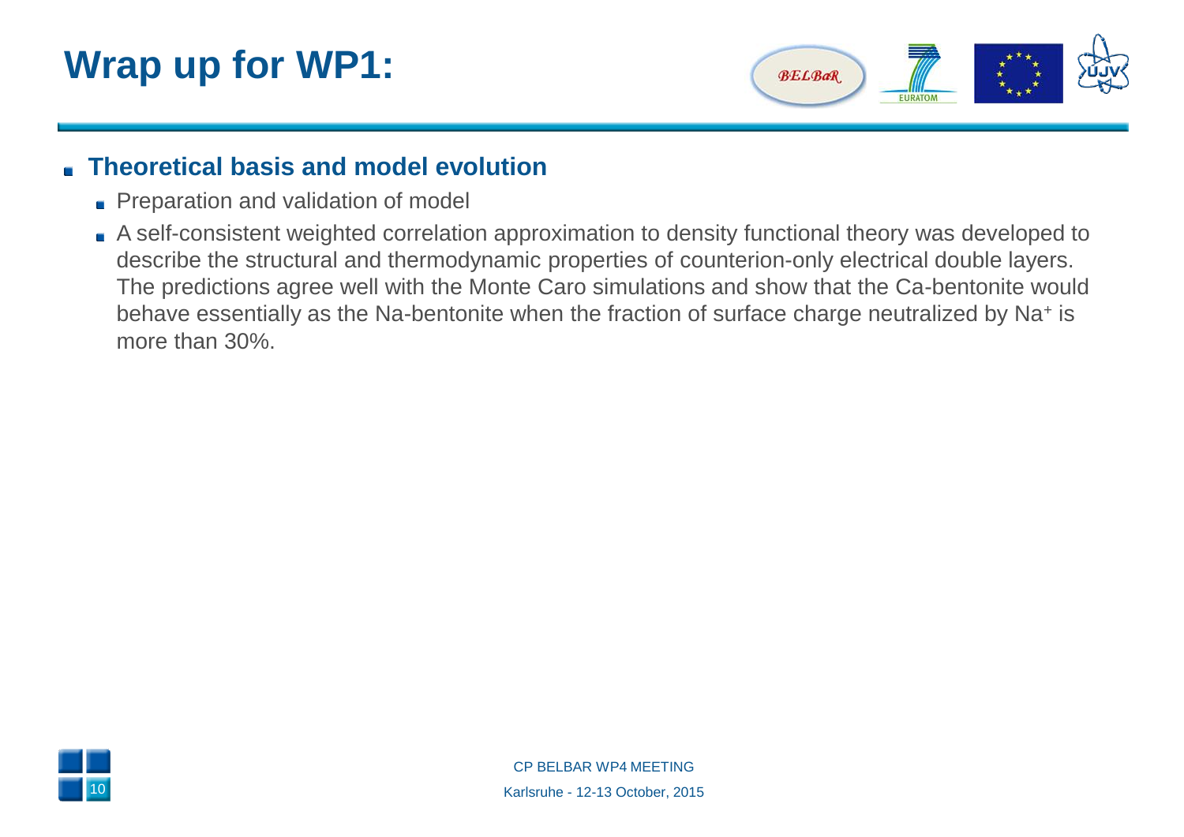# Wrap up for WP1:

- **Theoretical basis and model evolution**
  - Preparation and validation of model
  - A self-consistent weighted correlation approximation to density functional theory was developed to describe the structural and thermodynamic properties of counterion-only electrical double layers. The predictions agree well with the Monte Caro simulations and show that the Ca-bentonite would behave essentially as the Na-bentonite when the fraction of surface charge neutralized by $Na^+$ is more than 30%.

CP BELBAR WP4 MEETING

Karlsruhe - 12-13 October, 2015